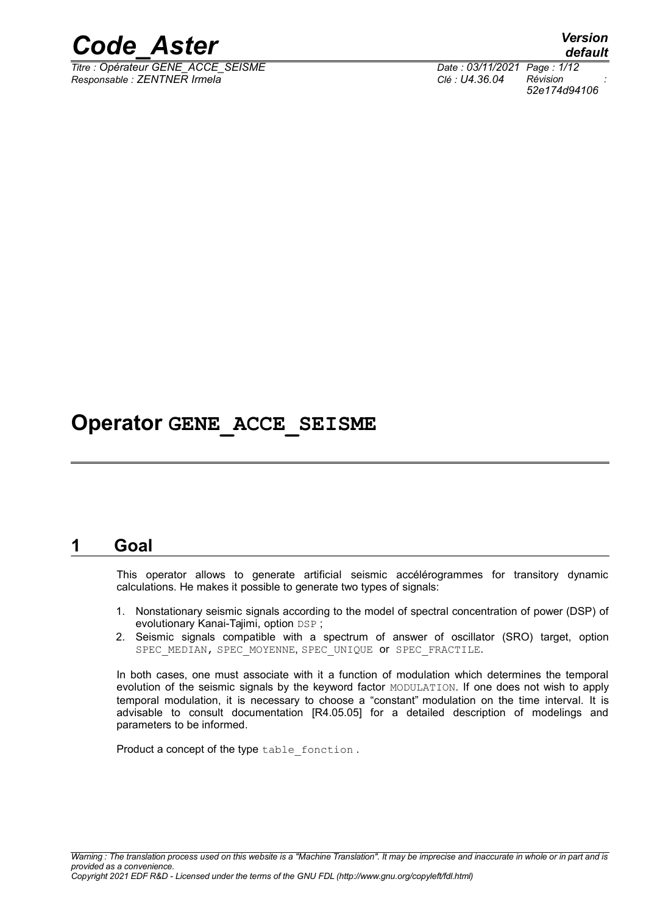# Operator GENE_ACCE_SEISME

## 1 Goal

This operator allows to generate artificial seismic accélérogrammes for transitory dynamic calculations. He makes it possible to generate two types of signals:

1. Nonstationary seismic signals according to the model of spectral concentration of power (DSP) of evolutionary Kanai-Tajimi, option DSP ;
2. Seismic signals compatible with a spectrum of answer of oscillator (SRO) target, option SPEC_MEDIAN, SPEC_MOYENNE, SPEC_UNIQUE or SPEC_FRACTILE.

In both cases, one must associate with it a function of modulation which determines the temporal evolution of the seismic signals by the keyword factor MODULATION. If one does not wish to apply temporal modulation, it is necessary to choose a "constant" modulation on the time interval. It is advisable to consult documentation [R4.05.05] for a detailed description of modelings and parameters to be informed.

Product a concept of the type table_fonction .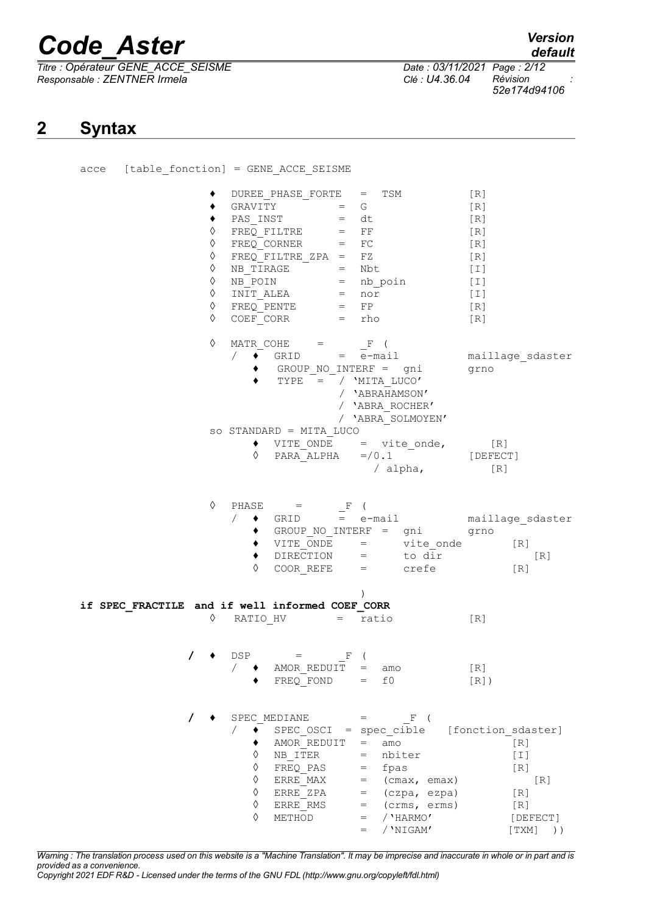## 2 Syntax

```
acce   [table_fonction] = GENE_ACCE_SEISME

                  ♦  DUREE_PHASE_FORTE   =  TSM           [R]
                  ♦  GRAVITY          =  G                [R]
                  ♦  PAS_INST         =  dt               [R]
                  ◊  FREQ_FILTRE      =  FF               [R]
                  ◊  FREQ_CORNER      =  FC               [R]
                  ◊  FREQ_FILTRE_ZPA  =  FZ               [R]
                  ◊  NB_TIRAGE        =  Nbt              [I]
                  ◊  NB_POIN          =  nb_poin          [I]
                  ◊  INIT_ALEA        =  nor              [I]
                  ◊  FREQ_PENTE       =  FP               [R]
                  ◊  COEF_CORR        =  rho              [R]

                  ◊  MATR_COHE    =      _F (
                     /  ♦  GRID      =  e-mail           maillage_sdaster
                        ♦  GROUP_NO_INTERF =  gni        grno
                        ♦  TYPE  =  / 'MITA_LUCO'
                                    / 'ABRAHAMSON'
                                    / 'ABRA_ROCHER'
                                    / 'ABRA_SOLMOYEN'
                  so STANDARD = MITA_LUCO
                        ♦  VITE_ONDE    =  vite_onde,       [R]
                        ◊  PARA_ALPHA   =/0.1              [DEFECT]
                                         / alpha,           [R]


                  ◊  PHASE     =      _F (
                     /  ♦  GRID      =  e-mail           maillage_sdaster
                        ♦  GROUP_NO_INTERF =  gni        grno
                        ♦  VITE_ONDE    =      vite_onde        [R]
                        ♦  DIRECTION    =      to dir               [R]
                        ◊  COOR_REFE    =      crefe            [R]

                                          )
if SPEC_FRACTILE  and if well informed COEF_CORR
                  ◊  RATIO_HV       =  ratio          [R]


               /  ♦  DSP      =      _F (
                     /  ♦  AMOR_REDUIT  =  amo        [R]
                        ♦  FREQ_FOND    =  f0         [R])


               /  ♦  SPEC_MEDIANE        =      _F (
                     /  ♦  SPEC_OSCI  = spec_cible   [fonction_sdaster]
                        ♦  AMOR_REDUIT  =  amo                  [R]
                        ◊  NB_ITER      =  nbiter               [I]
                        ◊  FREQ_PAS     =  fpas                 [R]
                        ◊  ERRE_MAX     =  (cmax, emax)            [R]
                        ◊  ERRE_ZPA     =  (czpa, ezpa)         [R]
                        ◊  ERRE_RMS     =  (crms, erms)         [R]
                        ◊  METHOD       =  /'HARMO'             [DEFECT]
                                        =  /'NIGAM'            [TXM]  ))
```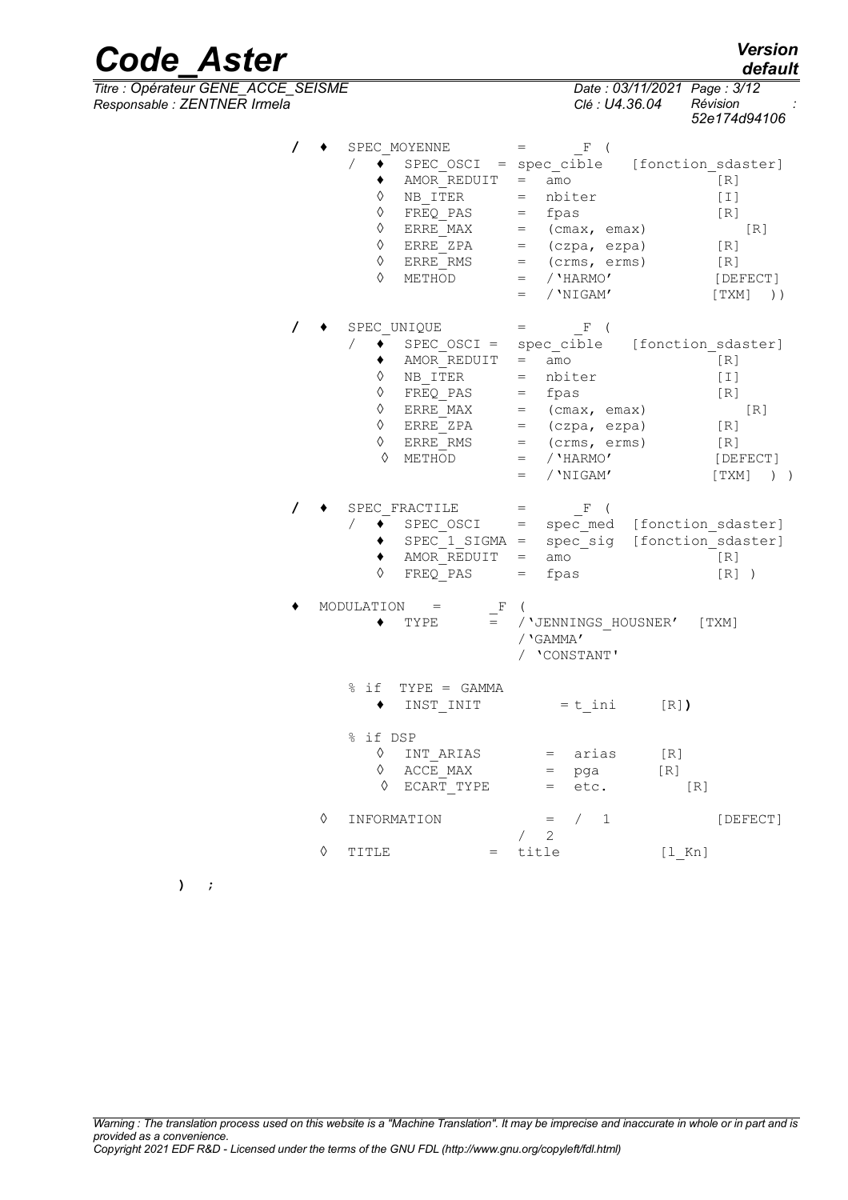```
/ ♦   SPEC_MOYENNE       =      _F (
       / ♦  SPEC_OSCI  = spec_cible   [fonction_sdaster]
         ♦  AMOR_REDUIT  =  amo                    [R]
         ◊  NB_ITER      =  nbiter                 [I]
         ◊  FREQ_PAS     =  fpas                   [R]
         ◊  ERRE_MAX     =  (cmax, emax)              [R]
         ◊  ERRE_ZPA     =  (czpa, ezpa)          [R]
         ◊  ERRE_RMS     =  (crms, erms)          [R]
         ◊  METHOD       =  /'HARMO'              [DEFECT]
                         =  /'NIGAM'              [TXM]  ))

/ ♦   SPEC_UNIQUE        =      _F (
       / ♦  SPEC_OSCI =  spec_cible   [fonction_sdaster]
         ♦  AMOR_REDUIT  =  amo                    [R]
         ◊  NB_ITER      =  nbiter                 [I]
         ◊  FREQ_PAS     =  fpas                   [R]
         ◊  ERRE_MAX     =  (cmax, emax)              [R]
         ◊  ERRE_ZPA     =  (czpa, ezpa)          [R]
         ◊  ERRE_RMS     =  (crms, erms)          [R]
          ◊ METHOD       =  /'HARMO'              [DEFECT]
                         =  /'NIGAM'              [TXM]  ) )

/ ♦   SPEC_FRACTILE      =      _F (
       / ♦  SPEC_OSCI    =  spec_med  [fonction_sdaster]
         ♦  SPEC_1_SIGMA =  spec_sig  [fonction_sdaster]
         ♦  AMOR_REDUIT  =  amo                    [R]
         ◊  FREQ_PAS     =  fpas                   [R] )

  ♦   MODULATION   =       _F (
         ♦  TYPE       =  /'JENNINGS_HOUSNER'  [TXM]
                          /'GAMMA'
                          / 'CONSTANT'

      % if  TYPE = GAMMA
         ♦  INST_INIT         = t_ini      [R])

      % if DSP
         ◊  INT_ARIAS       =  arias      [R]
         ◊  ACCE_MAX        =  pga       [R]
          ◊ ECART_TYPE      =  etc.          [R]

    ◊  INFORMATION             =  /  1             [DEFECT]
                               /  2
    ◊  TITLE            =  title            [l_Kn]

) ;
```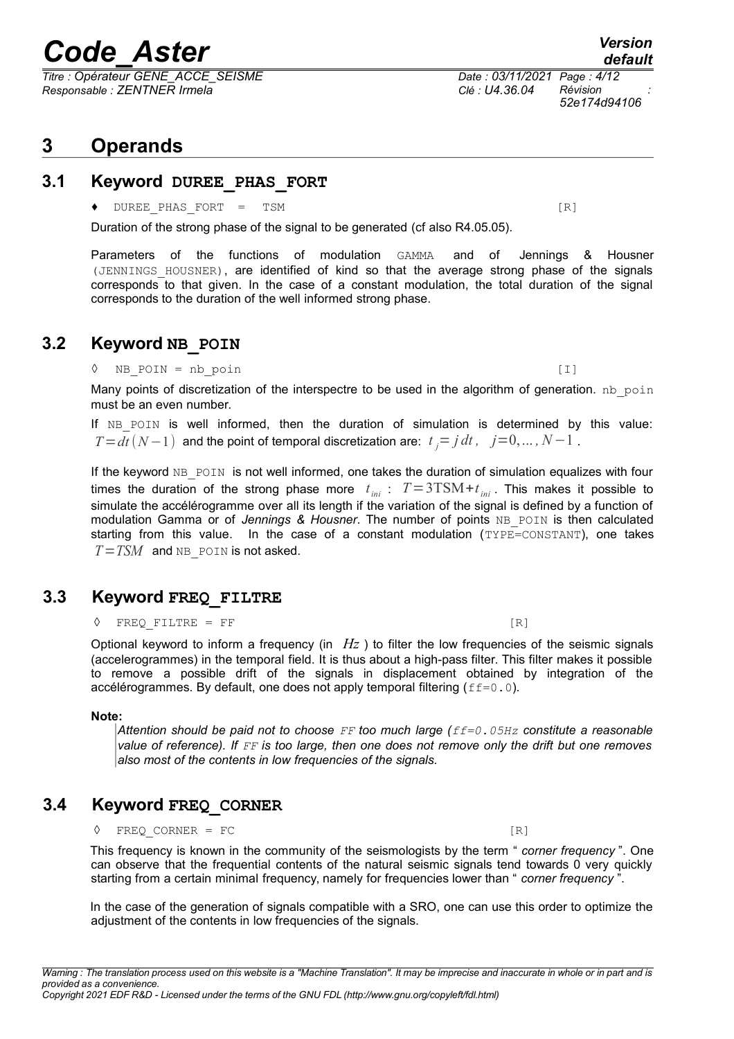# 3 Operands

## 3.1 Keyword DUREE_PHAS_FORT

♦ DUREE_PHAS_FORT = TSM [R]

Duration of the strong phase of the signal to be generated (cf also R4.05.05).

Parameters of the functions of modulation GAMMA and of Jennings & Housner (JENNINGS_HOUSNER), are identified of kind so that the average strong phase of the signals corresponds to that given. In the case of a constant modulation, the total duration of the signal corresponds to the duration of the well informed strong phase.

## 3.2 Keyword NB_POIN

◊ NB_POIN = nb_poin [I]

Many points of discretization of the interspectre to be used in the algorithm of generation. nb_poin must be an even number.

If NB_POIN is well informed, then the duration of simulation is determined by this value: $T=dt(N-1)$ and the point of temporal discretization are: $t_j = j\,dt, \quad j=0,\ldots,N-1$.

If the keyword NB_POIN is not well informed, one takes the duration of simulation equalizes with four times the duration of the strong phase more $t_{ini}$ : $T=3\mathrm{TSM}+t_{ini}$. This makes it possible to simulate the accélérogramme over all its length if the variation of the signal is defined by a function of modulation Gamma or of *Jennings & Housner*. The number of points NB_POIN is then calculated starting from this value. In the case of a constant modulation (TYPE=CONSTANT), one takes $T=TSM$ and NB_POIN is not asked.

## 3.3 Keyword FREQ_FILTRE

◊ FREQ_FILTRE = FF [R]

Optional keyword to inform a frequency (in $Hz$) to filter the low frequencies of the seismic signals (accelerogrammes) in the temporal field. It is thus about a high-pass filter. This filter makes it possible to remove a possible drift of the signals in displacement obtained by integration of the accélérogrammes. By default, one does not apply temporal filtering (ff=0.0).

**Note:**

*Attention should be paid not to choose FF too much large (ff=0.05Hz constitute a reasonable value of reference). If FF is too large, then one does not remove only the drift but one removes also most of the contents in low frequencies of the signals.*

## 3.4 Keyword FREQ_CORNER

◊ FREQ_CORNER = FC [R]

This frequency is known in the community of the seismologists by the term " *corner frequency* ". One can observe that the frequential contents of the natural seismic signals tend towards 0 very quickly starting from a certain minimal frequency, namely for frequencies lower than " *corner frequency* ".

In the case of the generation of signals compatible with a SRO, one can use this order to optimize the adjustment of the contents in low frequencies of the signals.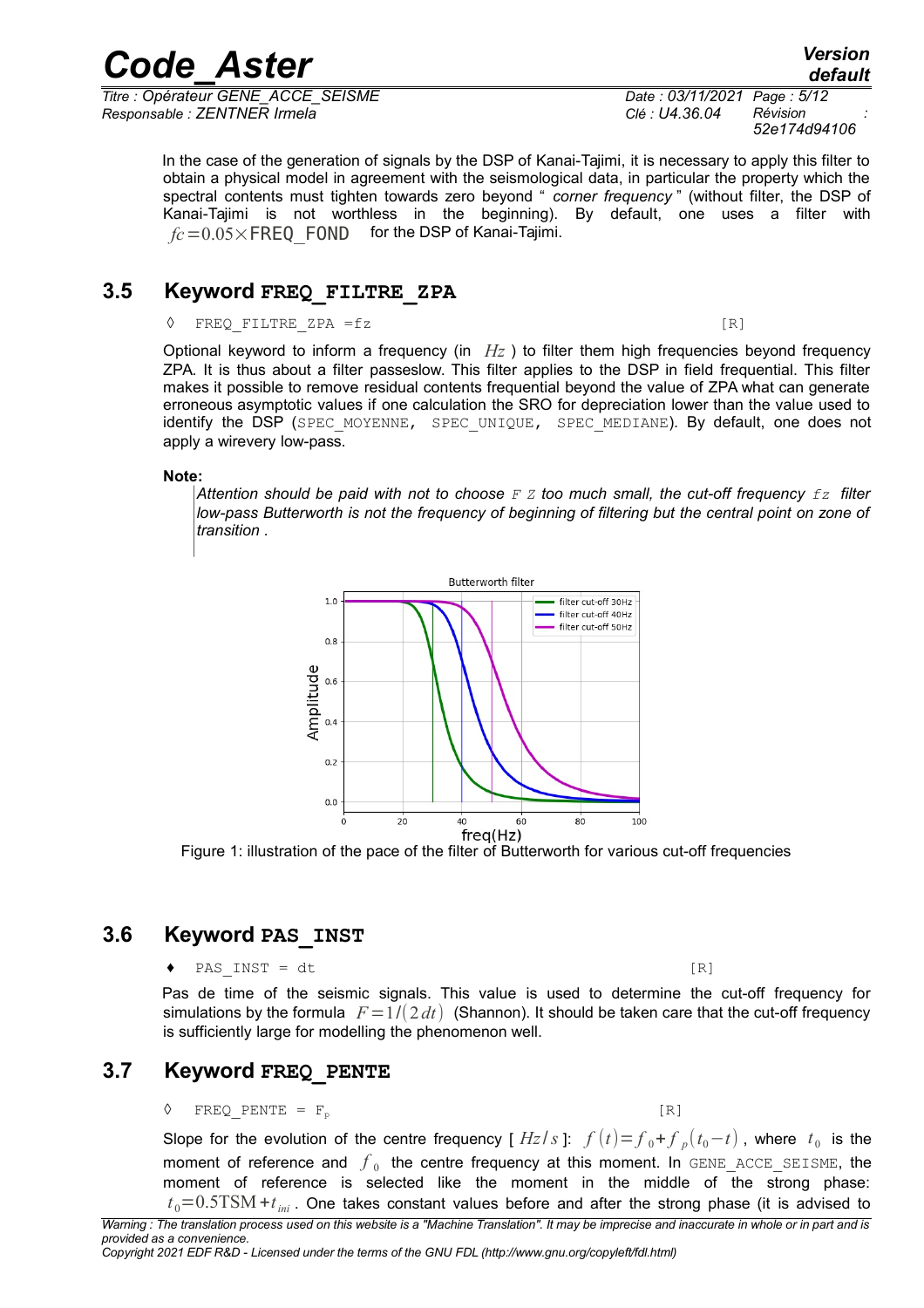In the case of the generation of signals by the DSP of Kanai-Tajimi, it is necessary to apply this filter to obtain a physical model in agreement with the seismological data, in particular the property which the spectral contents must tighten towards zero beyond " *corner frequency* " (without filter, the DSP of Kanai-Tajimi is not worthless in the beginning). By default, one uses a filter with $fc = 0.05 \times \text{FREQ\_FOND}$ for the DSP of Kanai-Tajimi.

## 3.5 Keyword FREQ_FILTRE_ZPA

```
◊   FREQ_FILTRE_ZPA =fz                                         [R]
```

Optional keyword to inform a frequency (in $Hz$ ) to filter them high frequencies beyond frequency ZPA. It is thus about a filter passeslow. This filter applies to the DSP in field frequential. This filter makes it possible to remove residual contents frequential beyond the value of ZPA what can generate erroneous asymptotic values if one calculation the SRO for depreciation lower than the value used to identify the DSP (SPEC_MOYENNE, SPEC_UNIQUE, SPEC_MEDIANE). By default, one does not apply a wirevery low-pass.

**Note:**

*Attention should be paid with not to choose $FZ$ too much small, the cut-off frequency $fz$ filter low-pass Butterworth is not the frequency of beginning of filtering but the central point on zone of transition .*

Figure 1: illustration of the pace of the filter of Butterworth for various cut-off frequencies

## 3.6 Keyword PAS_INST

```
♦   PAS_INST = dt                                               [R]
```

Pas de time of the seismic signals. This value is used to determine the cut-off frequency for simulations by the formula $F = 1/(2\,dt)$ (Shannon). It should be taken care that the cut-off frequency is sufficiently large for modelling the phenomenon well.

## 3.7 Keyword FREQ_PENTE

```
◊   FREQ_PENTE = Fp                                             [R]
```

Slope for the evolution of the centre frequency [ $Hz/s$ ]: $f(t) = f_0 + f_p(t_0 - t)$ , where $t_0$ is the moment of reference and $f_0$ the centre frequency at this moment. In GENE_ACCE_SEISME, the moment of reference is selected like the moment in the middle of the strong phase: $t_0 = 0.5\text{TSM} + t_{ini}$ . One takes constant values before and after the strong phase (it is advised to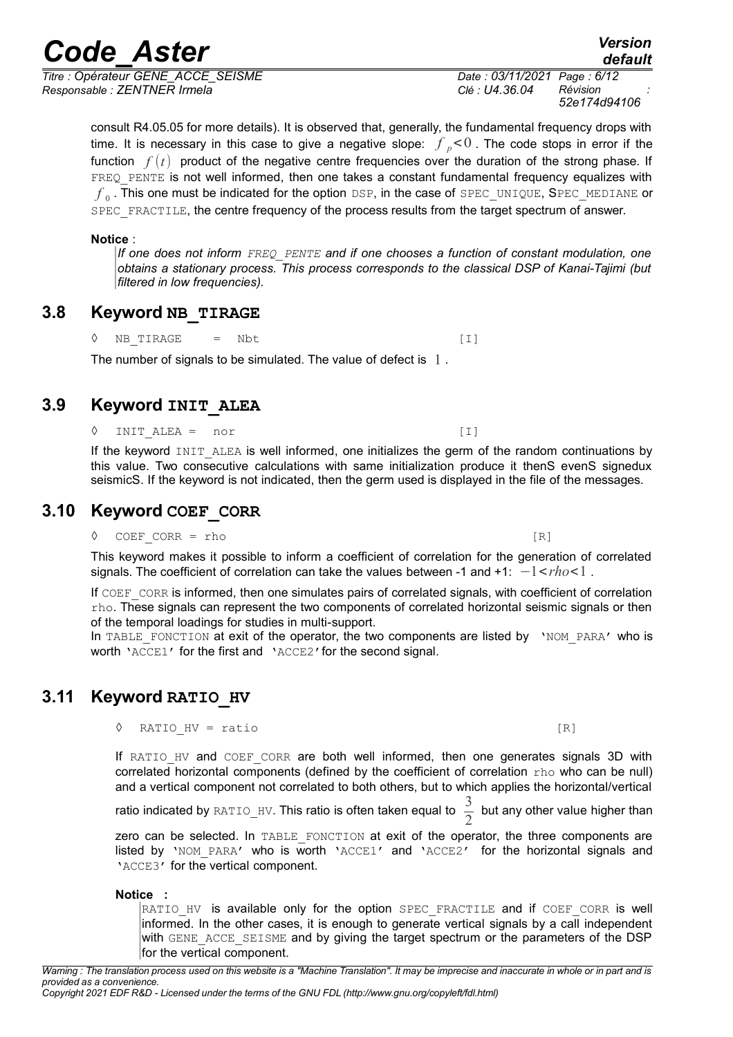consult R4.05.05 for more details). It is observed that, generally, the fundamental frequency drops with time. It is necessary in this case to give a negative slope: $f_p < 0$. The code stops in error if the function $f(t)$ product of the negative centre frequencies over the duration of the strong phase. If FREQ_PENTE is not well informed, then one takes a constant fundamental frequency equalizes with $f_0$. This one must be indicated for the option DSP, in the case of SPEC_UNIQUE, SPEC_MEDIANE or SPEC_FRACTILE, the centre frequency of the process results from the target spectrum of answer.

**Notice** :

*If one does not inform FREQ_PENTE and if one chooses a function of constant modulation, one obtains a stationary process. This process corresponds to the classical DSP of Kanai-Tajimi (but filtered in low frequencies).*

## 3.8 Keyword NB_TIRAGE

```
◊  NB_TIRAGE    =   Nbt                                    [I]
```

The number of signals to be simulated. The value of defect is $1$.

## 3.9 Keyword INIT_ALEA

```
◊  INIT_ALEA =   nor                                       [I]
```

If the keyword INIT_ALEA is well informed, one initializes the germ of the random continuations by this value. Two consecutive calculations with same initialization produce it thenS evenS signedux seismicS. If the keyword is not indicated, then the germ used is displayed in the file of the messages.

## 3.10 Keyword COEF_CORR

```
◊  COEF_CORR = rho                                         [R]
```

This keyword makes it possible to inform a coefficient of correlation for the generation of correlated signals. The coefficient of correlation can take the values between -1 and +1: $-1 < rho < 1$.

If COEF_CORR is informed, then one simulates pairs of correlated signals, with coefficient of correlation rho. These signals can represent the two components of correlated horizontal seismic signals or then of the temporal loadings for studies in multi-support.

In TABLE_FONCTION at exit of the operator, the two components are listed by 'NOM_PARA' who is worth 'ACCE1' for the first and 'ACCE2' for the second signal.

## 3.11 Keyword RATIO_HV

```
◊  RATIO_HV = ratio                                        [R]
```

If RATIO_HV and COEF_CORR are both well informed, then one generates signals 3D with correlated horizontal components (defined by the coefficient of correlation rho who can be null) and a vertical component not correlated to both others, but to which applies the horizontal/vertical ratio indicated by RATIO_HV. This ratio is often taken equal to $\frac{3}{2}$ but any other value higher than zero can be selected. In TABLE_FONCTION at exit of the operator, the three components are listed by 'NOM_PARA' who is worth 'ACCE1' and 'ACCE2' for the horizontal signals and 'ACCE3' for the vertical component.

**Notice :**

RATIO_HV is available only for the option SPEC_FRACTILE and if COEF_CORR is well informed. In the other cases, it is enough to generate vertical signals by a call independent with GENE_ACCE_SEISME and by giving the target spectrum or the parameters of the DSP for the vertical component.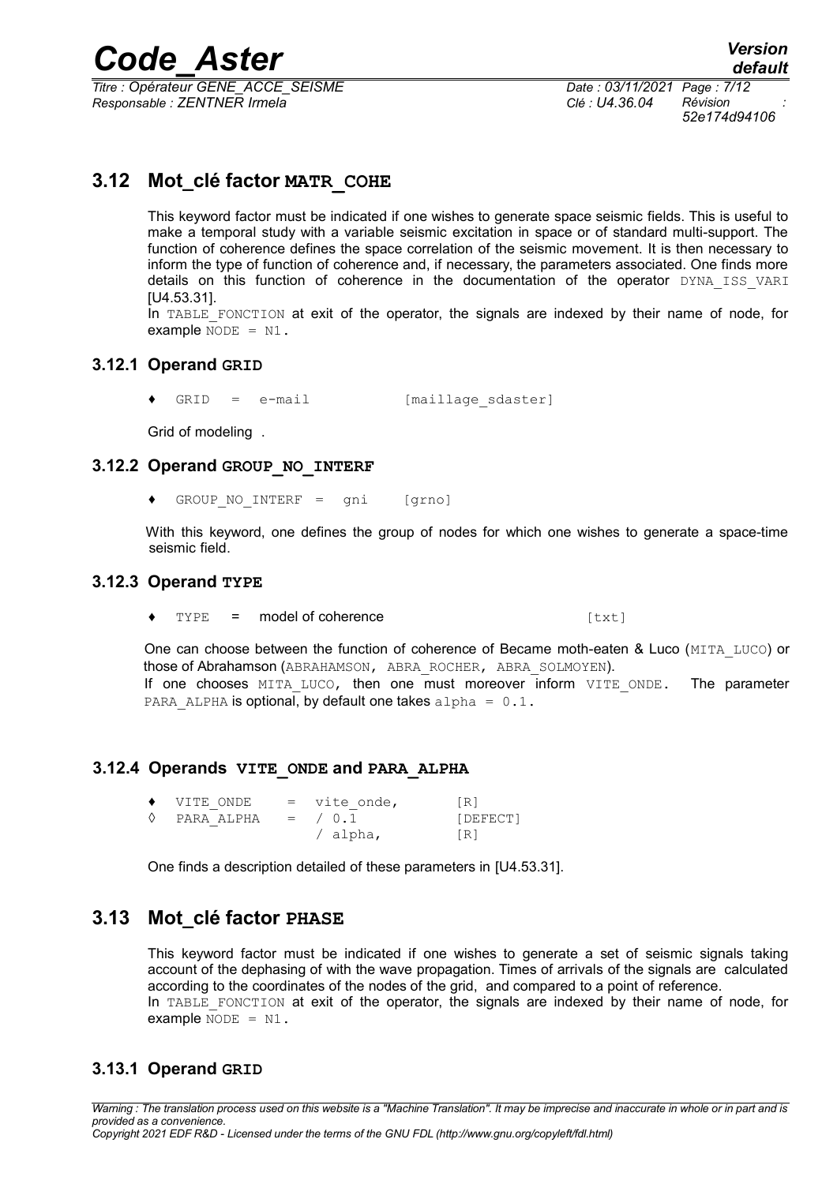## 3.12 Mot_clé factor MATR_COHE

This keyword factor must be indicated if one wishes to generate space seismic fields. This is useful to make a temporal study with a variable seismic excitation in space or of standard multi-support. The function of coherence defines the space correlation of the seismic movement. It is then necessary to inform the type of function of coherence and, if necessary, the parameters associated. One finds more details on this function of coherence in the documentation of the operator DYNA_ISS_VARI [U4.53.31].

In TABLE_FONCTION at exit of the operator, the signals are indexed by their name of node, for example NODE = N1.

### 3.12.1 Operand GRID

♦ GRID = e-mail [maillage_sdaster]

Grid of modeling .

### 3.12.2 Operand GROUP_NO_INTERF

♦ GROUP_NO_INTERF = gni [grno]

With this keyword, one defines the group of nodes for which one wishes to generate a space-time seismic field.

### 3.12.3 Operand TYPE

♦ TYPE = model of coherence [txt]

One can choose between the function of coherence of Became moth-eaten & Luco (MITA_LUCO) or those of Abrahamson (ABRAHAMSON, ABRA_ROCHER, ABRA_SOLMOYEN).

If one chooses MITA_LUCO, then one must moreover inform VITE_ONDE. The parameter PARA_ALPHA is optional, by default one takes alpha = 0.1.

### 3.12.4 Operands VITE_ONDE and PARA_ALPHA

```
♦ VITE_ONDE    = vite_onde,     [R]
◊ PARA_ALPHA   = / 0.1          [DEFECT]
                 / alpha,       [R]
```

One finds a description detailed of these parameters in [U4.53.31].

## 3.13 Mot_clé factor PHASE

This keyword factor must be indicated if one wishes to generate a set of seismic signals taking account of the dephasing of with the wave propagation. Times of arrivals of the signals are calculated according to the coordinates of the nodes of the grid, and compared to a point of reference.

In TABLE_FONCTION at exit of the operator, the signals are indexed by their name of node, for example NODE = N1.

### 3.13.1 Operand GRID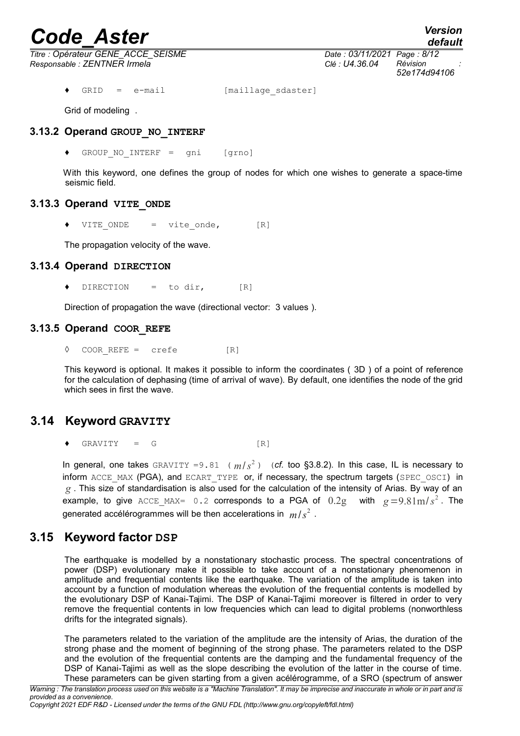♦ GRID = e-mail [maillage_sdaster]

Grid of modeling .

### 3.13.2 Operand GROUP_NO_INTERF

♦ GROUP_NO_INTERF = gni [grno]

With this keyword, one defines the group of nodes for which one wishes to generate a space-time seismic field.

### 3.13.3 Operand VITE_ONDE

♦ VITE_ONDE = vite_onde, [R]

The propagation velocity of the wave.

### 3.13.4 Operand DIRECTION

♦ DIRECTION = to dir, [R]

Direction of propagation the wave (directional vector: 3 values ).

### 3.13.5 Operand COOR_REFE

◊ COOR_REFE = crefe [R]

This keyword is optional. It makes it possible to inform the coordinates ( 3D ) of a point of reference for the calculation of dephasing (time of arrival of wave). By default, one identifies the node of the grid which sees in first the wave.

## 3.14 Keyword GRAVITY

♦ GRAVITY = G [R]

In general, one takes GRAVITY =9.81 ( $m/s^2$ ) (*cf.* too §3.8.2). In this case, IL is necessary to inform ACCE_MAX (PGA), and ECART_TYPE or, if necessary, the spectrum targets (SPEC_OSCI) in $g$ . This size of standardisation is also used for the calculation of the intensity of Arias. By way of an example, to give ACCE_MAX= 0.2 corresponds to a PGA of $0.2g$ with $g = 9.81 \mathrm{m}/s^2$ . The generated accélérogrammes will be then accelerations in $m/s^2$ .

## 3.15 Keyword factor DSP

The earthquake is modelled by a nonstationary stochastic process. The spectral concentrations of power (DSP) evolutionary make it possible to take account of a nonstationary phenomenon in amplitude and frequential contents like the earthquake. The variation of the amplitude is taken into account by a function of modulation whereas the evolution of the frequential contents is modelled by the evolutionary DSP of Kanai-Tajimi. The DSP of Kanai-Tajimi moreover is filtered in order to very remove the frequential contents in low frequencies which can lead to digital problems (nonworthless drifts for the integrated signals).

The parameters related to the variation of the amplitude are the intensity of Arias, the duration of the strong phase and the moment of beginning of the strong phase. The parameters related to the DSP and the evolution of the frequential contents are the damping and the fundamental frequency of the DSP of Kanai-Tajimi as well as the slope describing the evolution of the latter in the course of time. These parameters can be given starting from a given acélérogramme, of a SRO (spectrum of answer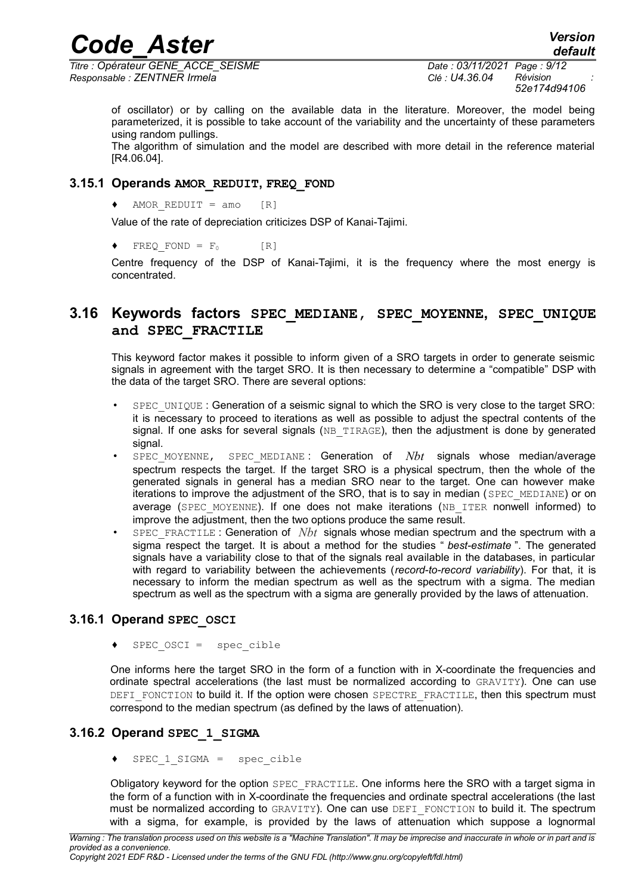of oscillator) or by calling on the available data in the literature. Moreover, the model being parameterized, it is possible to take account of the variability and the uncertainty of these parameters using random pullings.

The algorithm of simulation and the model are described with more detail in the reference material [R4.06.04].

### 3.15.1 Operands **AMOR_REDUIT**, **FREQ_FOND**

♦ `AMOR_REDUIT = amo [R]`

Value of the rate of depreciation criticizes DSP of Kanai-Tajimi.

♦ `FREQ_FOND =` $F_0$ `[R]`

Centre frequency of the DSP of Kanai-Tajimi, it is the frequency where the most energy is concentrated.

## 3.16 Keywords factors **SPEC_MEDIANE**, **SPEC_MOYENNE**, **SPEC_UNIQUE** and **SPEC_FRACTILE**

This keyword factor makes it possible to inform given of a SRO targets in order to generate seismic signals in agreement with the target SRO. It is then necessary to determine a "compatible" DSP with the data of the target SRO. There are several options:

- `SPEC_UNIQUE` : Generation of a seismic signal to which the SRO is very close to the target SRO: it is necessary to proceed to iterations as well as possible to adjust the spectral contents of the signal. If one asks for several signals (`NB_TIRAGE`), then the adjustment is done by generated signal.
- `SPEC_MOYENNE`, `SPEC_MEDIANE` : Generation of $Nbt$ signals whose median/average spectrum respects the target. If the target SRO is a physical spectrum, then the whole of the generated signals in general has a median SRO near to the target. One can however make iterations to improve the adjustment of the SRO, that is to say in median (`SPEC_MEDIANE`) or on average (`SPEC_MOYENNE`). If one does not make iterations (`NB_ITER` nonwell informed) to improve the adjustment, then the two options produce the same result.
- `SPEC_FRACTILE` : Generation of $Nbt$ signals whose median spectrum and the spectrum with a sigma respect the target. It is about a method for the studies " *best-estimate* ". The generated signals have a variability close to that of the signals real available in the databases, in particular with regard to variability between the achievements (*record-to-record variability*). For that, it is necessary to inform the median spectrum as well as the spectrum with a sigma. The median spectrum as well as the spectrum with a sigma are generally provided by the laws of attenuation.

### 3.16.1 Operand **SPEC_OSCI**

♦ `SPEC_OSCI = spec_cible`

One informs here the target SRO in the form of a function with in X-coordinate the frequencies and ordinate spectral accelerations (the last must be normalized according to `GRAVITY`). One can use `DEFI_FONCTION` to build it. If the option were chosen `SPECTRE_FRACTILE`, then this spectrum must correspond to the median spectrum (as defined by the laws of attenuation).

### 3.16.2 Operand **SPEC_1_SIGMA**

♦ `SPEC_1_SIGMA = spec_cible`

Obligatory keyword for the option `SPEC_FRACTILE`. One informs here the SRO with a target sigma in the form of a function with in X-coordinate the frequencies and ordinate spectral accelerations (the last must be normalized according to `GRAVITY`). One can use `DEFI_FONCTION` to build it. The spectrum with a sigma, for example, is provided by the laws of attenuation which suppose a lognormal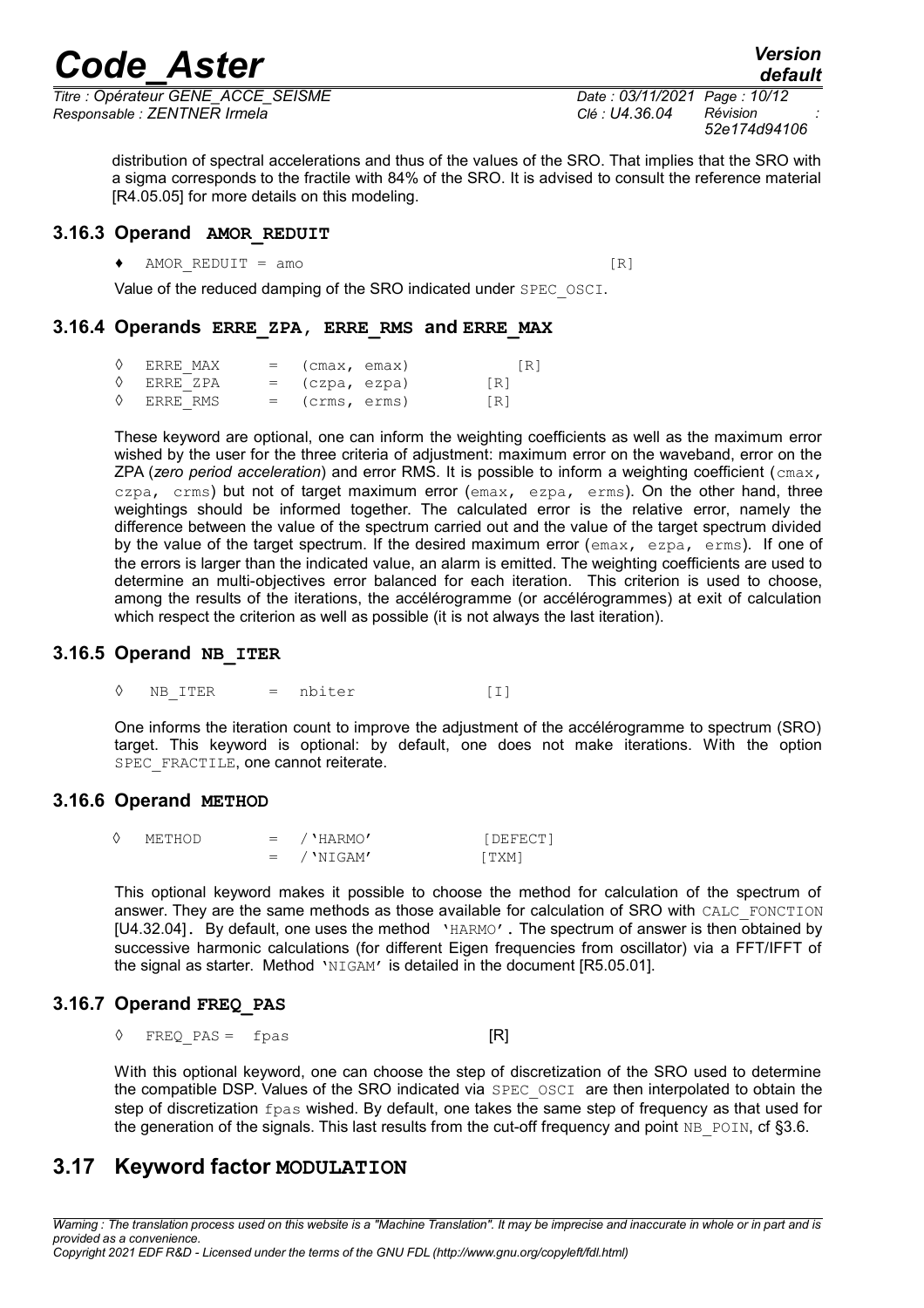distribution of spectral accelerations and thus of the values of the SRO. That implies that the SRO with a sigma corresponds to the fractile with 84% of the SRO. It is advised to consult the reference material [R4.05.05] for more details on this modeling.

### 3.16.3 Operand **AMOR_REDUIT**

```
♦  AMOR_REDUIT = amo                              [R]
```

Value of the reduced damping of the SRO indicated under SPEC_OSCI.

### 3.16.4 Operands **ERRE_ZPA**, **ERRE_RMS** and **ERRE_MAX**

```
◊  ERRE_MAX    =  (cmax, emax)          [R]
◊  ERRE_ZPA    =  (czpa, ezpa)          [R]
◊  ERRE_RMS    =  (crms, erms)          [R]
```

These keyword are optional, one can inform the weighting coefficients as well as the maximum error wished by the user for the three criteria of adjustment: maximum error on the waveband, error on the ZPA (*zero period acceleration*) and error RMS. It is possible to inform a weighting coefficient (cmax, czpa, crms) but not of target maximum error (emax, ezpa, erms). On the other hand, three weightings should be informed together. The calculated error is the relative error, namely the difference between the value of the spectrum carried out and the value of the target spectrum divided by the value of the target spectrum. If the desired maximum error (emax, ezpa, erms). If one of the errors is larger than the indicated value, an alarm is emitted. The weighting coefficients are used to determine an multi-objectives error balanced for each iteration. This criterion is used to choose, among the results of the iterations, the accélérogramme (or accélérogrammes) at exit of calculation which respect the criterion as well as possible (it is not always the last iteration).

### 3.16.5 Operand **NB_ITER**

```
◊   NB_ITER     =  nbiter              [I]
```

One informs the iteration count to improve the adjustment of the accélérogramme to spectrum (SRO) target. This keyword is optional: by default, one does not make iterations. With the option SPEC_FRACTILE, one cannot reiterate.

### 3.16.6 Operand **METHOD**

```
◊   METHOD       =  /'HARMO'              [DEFECT]
                 =  /'NIGAM'              [TXM]
```

This optional keyword makes it possible to choose the method for calculation of the spectrum of answer. They are the same methods as those available for calculation of SRO with CALC_FONCTION [U4.32.04]. By default, one uses the method 'HARMO'. The spectrum of answer is then obtained by successive harmonic calculations (for different Eigen frequencies from oscillator) via a FFT/IFFT of the signal as starter. Method 'NIGAM' is detailed in the document [R5.05.01].

### 3.16.7 Operand **FREQ_PAS**

```
◊  FREQ_PAS =  fpas                     [R]
```

With this optional keyword, one can choose the step of discretization of the SRO used to determine the compatible DSP. Values of the SRO indicated via SPEC_OSCI are then interpolated to obtain the step of discretization fpas wished. By default, one takes the same step of frequency as that used for the generation of the signals. This last results from the cut-off frequency and point NB_POIN, cf §3.6.

## 3.17 Keyword factor **MODULATION**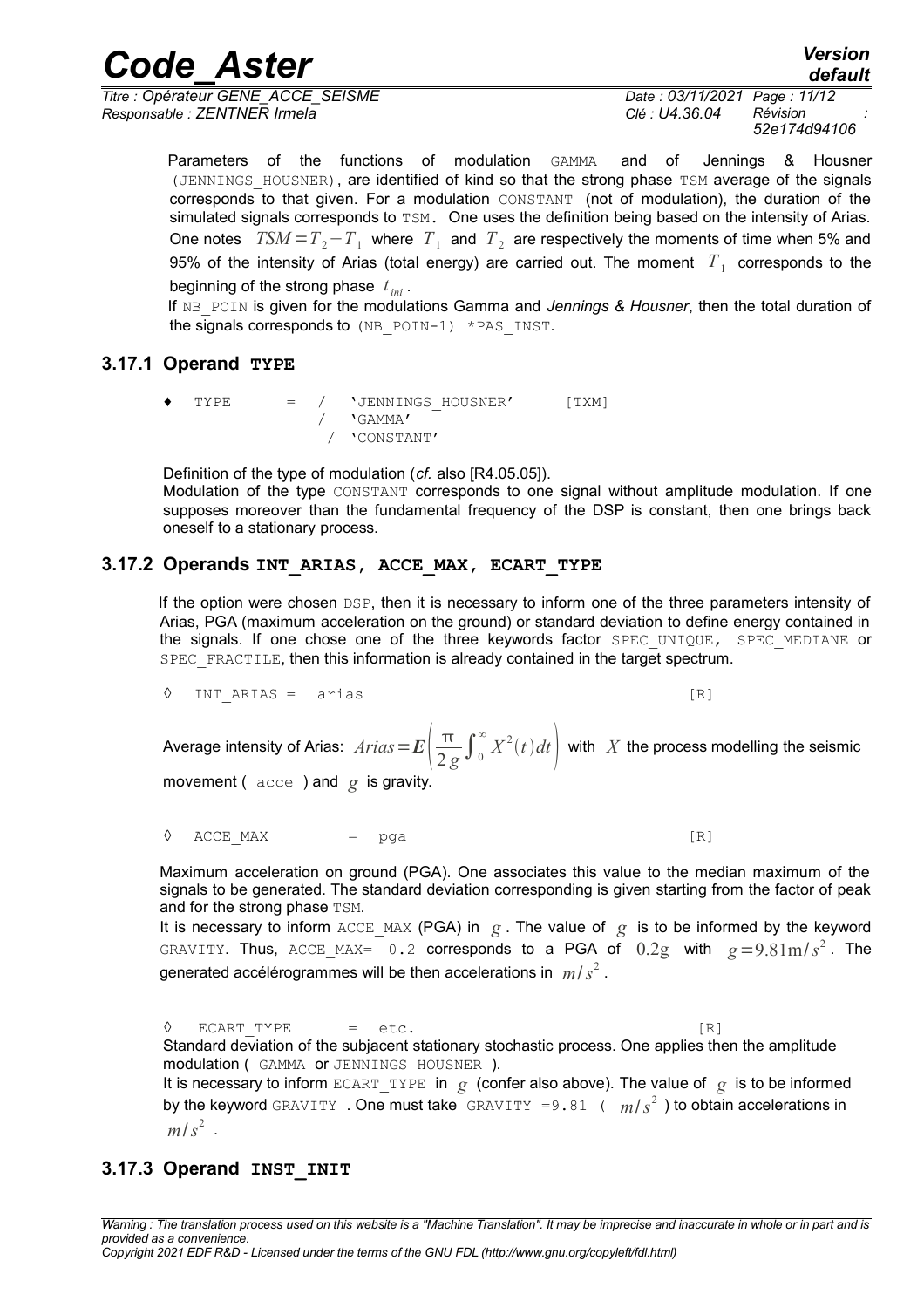Parameters of the functions of modulation GAMMA and of Jennings & Housner (JENNINGS_HOUSNER), are identified of kind so that the strong phase TSM average of the signals corresponds to that given. For a modulation CONSTANT (not of modulation), the duration of the simulated signals corresponds to TSM. One uses the definition being based on the intensity of Arias. One notes $TSM = T_2 - T_1$ where $T_1$ and $T_2$ are respectively the moments of time when 5% and 95% of the intensity of Arias (total energy) are carried out. The moment $T_1$ corresponds to the beginning of the strong phase $t_{ini}$.

If NB_POIN is given for the modulations Gamma and *Jennings & Housner*, then the total duration of the signals corresponds to (NB_POIN-1) *PAS_INST.

### 3.17.1 Operand TYPE

```
♦  TYPE       =  /   'JENNINGS_HOUSNER'      [TXM]
                 /   'GAMMA'
                 /   'CONSTANT'
```

Definition of the type of modulation (*cf.* also [R4.05.05]).

Modulation of the type CONSTANT corresponds to one signal without amplitude modulation. If one supposes moreover than the fundamental frequency of the DSP is constant, then one brings back oneself to a stationary process.

### 3.17.2 Operands INT_ARIAS, ACCE_MAX, ECART_TYPE

If the option were chosen DSP, then it is necessary to inform one of the three parameters intensity of Arias, PGA (maximum acceleration on the ground) or standard deviation to define energy contained in the signals. If one chose one of the three keywords factor SPEC_UNIQUE, SPEC_MEDIANE or SPEC_FRACTILE, then this information is already contained in the target spectrum.

```
◊  INT_ARIAS =  arias                                [R]
```

Average intensity of Arias: $Arias = \boldsymbol{E}\left(\frac{\pi}{2g}\int_0^{\infty} X^2(t)\,dt\right)$ with $X$ the process modelling the seismic movement ( acce ) and $g$ is gravity.

```
◊  ACCE_MAX       =  pga                             [R]
```

Maximum acceleration on ground (PGA). One associates this value to the median maximum of the signals to be generated. The standard deviation corresponding is given starting from the factor of peak and for the strong phase TSM.

It is necessary to inform ACCE_MAX (PGA) in $g$. The value of $g$ is to be informed by the keyword GRAVITY. Thus, ACCE_MAX= 0.2 corresponds to a PGA of $0.2\mathrm{g}$ with $g = 9.81 \mathrm{m}/s^2$. The generated accélérogrammes will be then accelerations in $m/s^2$.

```
◊  ECART_TYPE     =  etc.                            [R]
```

Standard deviation of the subjacent stationary stochastic process. One applies then the amplitude modulation ( GAMMA or JENNINGS_HOUSNER ).

It is necessary to inform ECART_TYPE in $g$ (confer also above). The value of $g$ is to be informed by the keyword GRAVITY . One must take GRAVITY =9.81 ( $m/s^2$ ) to obtain accelerations in $m/s^2$ .

### 3.17.3 Operand INST_INIT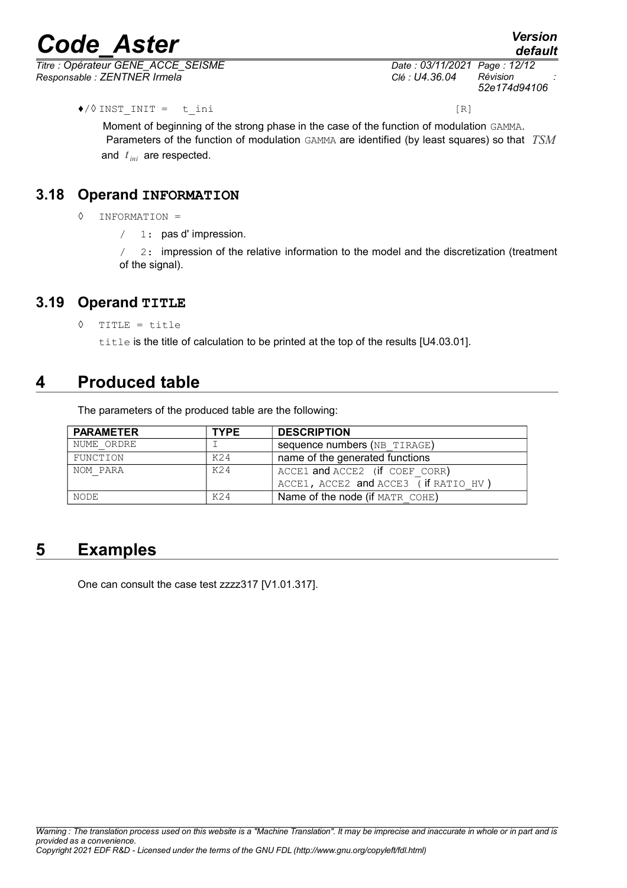♦/◊ INST_INIT = t_ini [R]

Moment of beginning of the strong phase in the case of the function of modulation GAMMA. Parameters of the function of modulation GAMMA are identified (by least squares) so that $TSM$ and $t_{ini}$ are respected.

### 3.18 Operand INFORMATION

◊ INFORMATION =

/ 1: pas d' impression.

/ 2: impression of the relative information to the model and the discretization (treatment of the signal).

### 3.19 Operand TITLE

◊ TITLE = title

title is the title of calculation to be printed at the top of the results [U4.03.01].

## 4 Produced table

The parameters of the produced table are the following:

| PARAMETER | TYPE | DESCRIPTION |
|---|---|---|
| NUME_ORDRE | I | sequence numbers (NB_TIRAGE) |
| FUNCTION | K24 | name of the generated functions |
| NOM_PARA | K24 | ACCE1 and ACCE2 (if COEF_CORR) ACCE1, ACCE2 and ACCE3 (if RATIO_HV) |
| NODE | K24 | Name of the node (if MATR_COHE) |

## 5 Examples

One can consult the case test zzzz317 [V1.01.317].